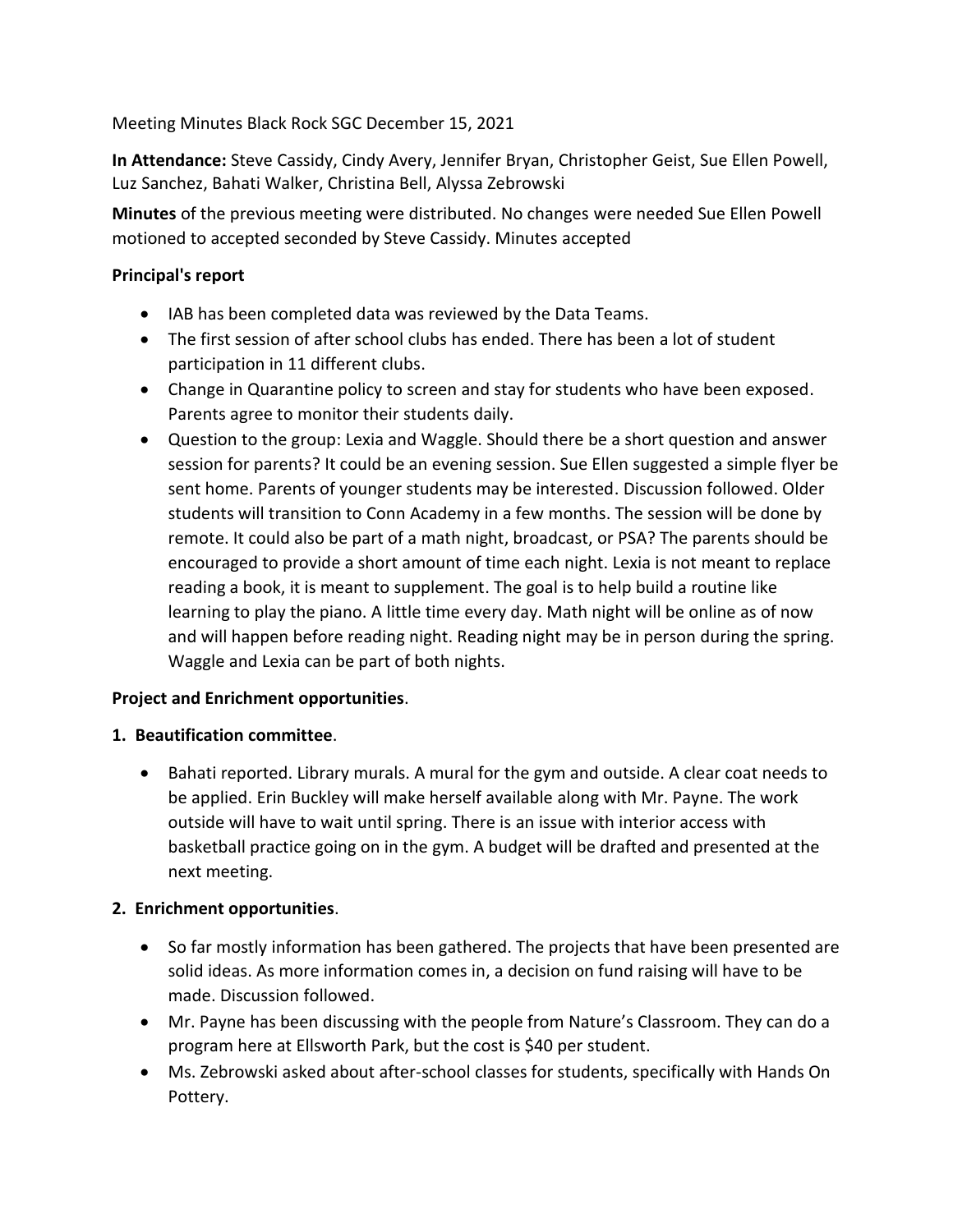Meeting Minutes Black Rock SGC December 15, 2021

**In Attendance:** Steve Cassidy, Cindy Avery, Jennifer Bryan, Christopher Geist, Sue Ellen Powell, Luz Sanchez, Bahati Walker, Christina Bell, Alyssa Zebrowski

**Minutes** of the previous meeting were distributed. No changes were needed Sue Ellen Powell motioned to accepted seconded by Steve Cassidy. Minutes accepted

**Principal's report**

- IAB has been completed data was reviewed by the Data Teams.
- The first session of after school clubs has ended. There has been a lot of student participation in 11 different clubs.
- Change in Quarantine policy to screen and stay for students who have been exposed. Parents agree to monitor their students daily.
- Question to the group: Lexia and Waggle. Should there be a short question and answer session for parents? It could be an evening session. Sue Ellen suggested a simple flyer be sent home. Parents of younger students may be interested. Discussion followed. Older students will transition to Conn Academy in a few months. The session will be done by remote. It could also be part of a math night, broadcast, or PSA? The parents should be encouraged to provide a short amount of time each night. Lexia is not meant to replace reading a book, it is meant to supplement. The goal is to help build a routine like learning to play the piano. A little time every day. Math night will be online as of now and will happen before reading night. Reading night may be in person during the spring. Waggle and Lexia can be part of both nights.

**Project and Enrichment opportunities**.

**1. Beautification committee**.

- Bahati reported. Library murals. A mural for the gym and outside. A clear coat needs to be applied. Erin Buckley will make herself available along with Mr. Payne. The work outside will have to wait until spring. There is an issue with interior access with basketball practice going on in the gym. A budget will be drafted and presented at the next meeting.

**2. Enrichment opportunities**.

- So far mostly information has been gathered. The projects that have been presented are solid ideas. As more information comes in, a decision on fund raising will have to be made. Discussion followed.
- Mr. Payne has been discussing with the people from Nature's Classroom. They can do a program here at Ellsworth Park, but the cost is $40 per student.
- Ms. Zebrowski asked about after-school classes for students, specifically with Hands On Pottery.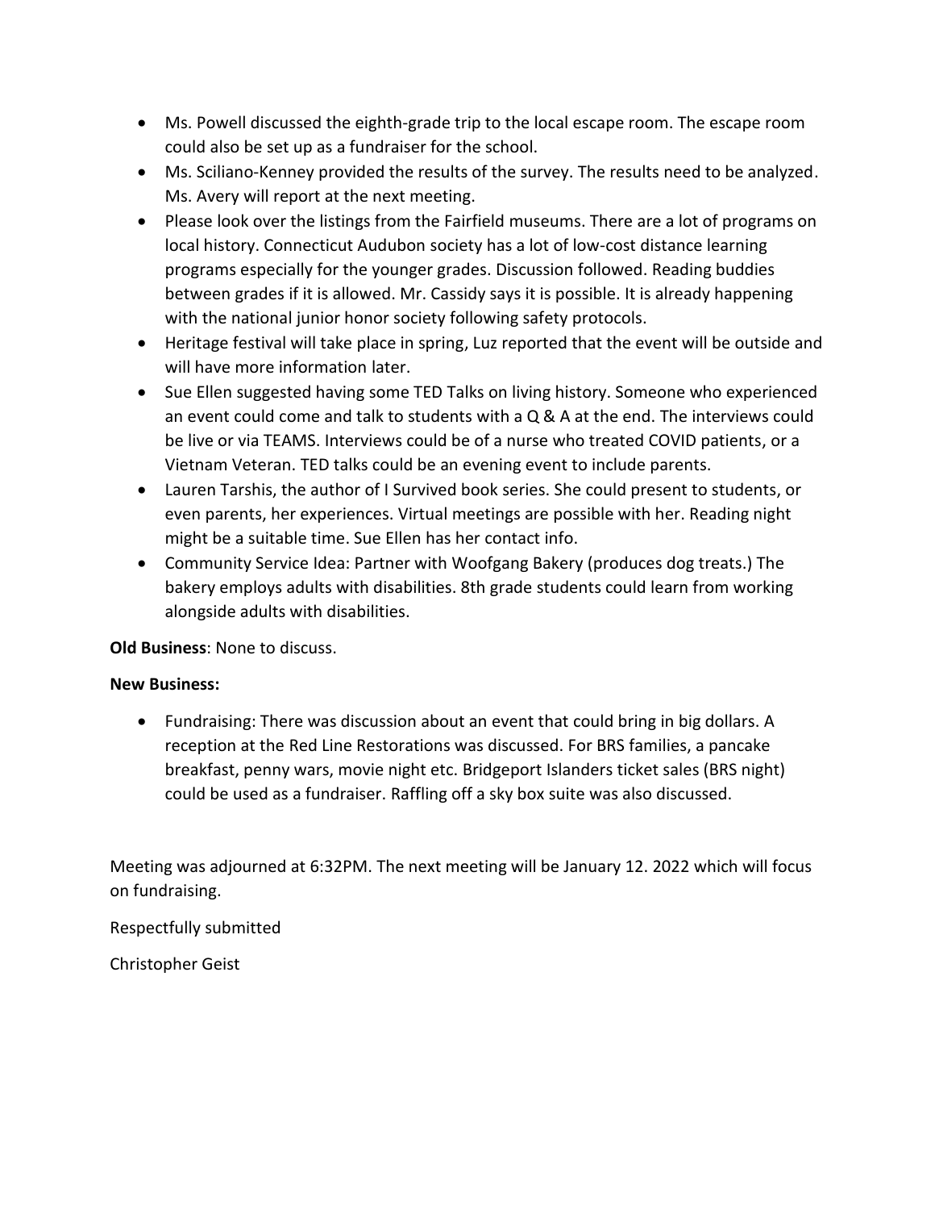- Ms. Powell discussed the eighth-grade trip to the local escape room. The escape room could also be set up as a fundraiser for the school.
- Ms. Sciliano-Kenney provided the results of the survey. The results need to be analyzed. Ms. Avery will report at the next meeting.
- Please look over the listings from the Fairfield museums. There are a lot of programs on local history. Connecticut Audubon society has a lot of low-cost distance learning programs especially for the younger grades. Discussion followed. Reading buddies between grades if it is allowed. Mr. Cassidy says it is possible. It is already happening with the national junior honor society following safety protocols.
- Heritage festival will take place in spring, Luz reported that the event will be outside and will have more information later.
- Sue Ellen suggested having some TED Talks on living history. Someone who experienced an event could come and talk to students with a Q & A at the end. The interviews could be live or via TEAMS. Interviews could be of a nurse who treated COVID patients, or a Vietnam Veteran. TED talks could be an evening event to include parents.
- Lauren Tarshis, the author of I Survived book series. She could present to students, or even parents, her experiences. Virtual meetings are possible with her. Reading night might be a suitable time. Sue Ellen has her contact info.
- Community Service Idea: Partner with Woofgang Bakery (produces dog treats.) The bakery employs adults with disabilities. 8th grade students could learn from working alongside adults with disabilities.

**Old Business**: None to discuss.

**New Business:**

- Fundraising: There was discussion about an event that could bring in big dollars. A reception at the Red Line Restorations was discussed. For BRS families, a pancake breakfast, penny wars, movie night etc. Bridgeport Islanders ticket sales (BRS night) could be used as a fundraiser. Raffling off a sky box suite was also discussed.

Meeting was adjourned at 6:32PM. The next meeting will be January 12. 2022 which will focus on fundraising.

Respectfully submitted

Christopher Geist